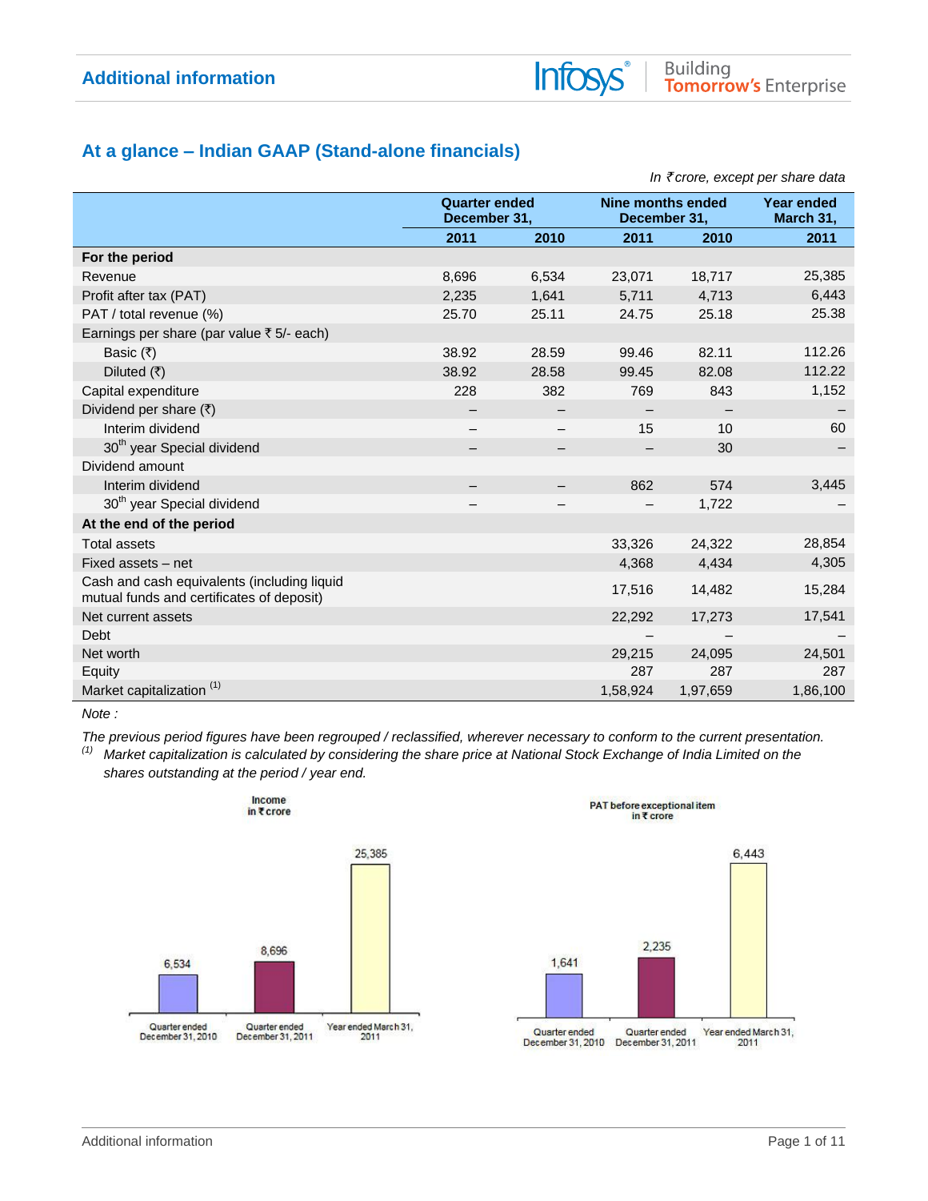## Additional information

## At a glance – Indian GAAP (Stand-alone financials)

*In ₹ crore, except per share data*

| | Quarter ended December 31, | | Nine months ended December 31, | | Year ended March 31, |
|---|---|---|---|---|---|
| | 2011 | 2010 | 2011 | 2010 | 2011 |
| **For the period** | | | | | |
| Revenue | 8,696 | 6,534 | 23,071 | 18,717 | 25,385 |
| Profit after tax (PAT) | 2,235 | 1,641 | 5,711 | 4,713 | 6,443 |
| PAT / total revenue (%) | 25.70 | 25.11 | 24.75 | 25.18 | 25.38 |
| Earnings per share (par value ₹ 5/- each) | | | | | |
| Basic (₹) | 38.92 | 28.59 | 99.46 | 82.11 | 112.26 |
| Diluted (₹) | 38.92 | 28.58 | 99.45 | 82.08 | 112.22 |
| Capital expenditure | 228 | 382 | 769 | 843 | 1,152 |
| Dividend per share (₹) | – | – | – | – | – |
| Interim dividend | – | – | 15 | 10 | 60 |
| 30th year Special dividend | – | – | – | 30 | – |
| Dividend amount | | | | | |
| Interim dividend | – | – | 862 | 574 | 3,445 |
| 30th year Special dividend | – | – | – | 1,722 | – |
| **At the end of the period** | | | | | |
| Total assets | | | 33,326 | 24,322 | 28,854 |
| Fixed assets – net | | | 4,368 | 4,434 | 4,305 |
| Cash and cash equivalents (including liquid mutual funds and certificates of deposit) | | | 17,516 | 14,482 | 15,284 |
| Net current assets | | | 22,292 | 17,273 | 17,541 |
| Debt | | | – | – | – |
| Net worth | | | 29,215 | 24,095 | 24,501 |
| Equity | | | 287 | 287 | 287 |
| Market capitalization [(1)] | | | 1,58,924 | 1,97,659 | 1,86,100 |

*Note :*

*The previous period figures have been regrouped / reclassified, wherever necessary to conform to the current presentation.*

*[(1)] Market capitalization is calculated by considering the share price at National Stock Exchange of India Limited on the shares outstanding at the period / year end.*

**Income in ₹ crore**

| Quarter ended December 31, 2010 | Quarter ended December 31, 2011 | Year ended March 31, 2011 |
|---|---|---|
| 6,534 | 8,696 | 25,385 |

**PAT before exceptional item in ₹ crore**

| Quarter ended December 31, 2010 | Quarter ended December 31, 2011 | Year ended March 31, 2011 |
|---|---|---|
| 1,641 | 2,235 | 6,443 |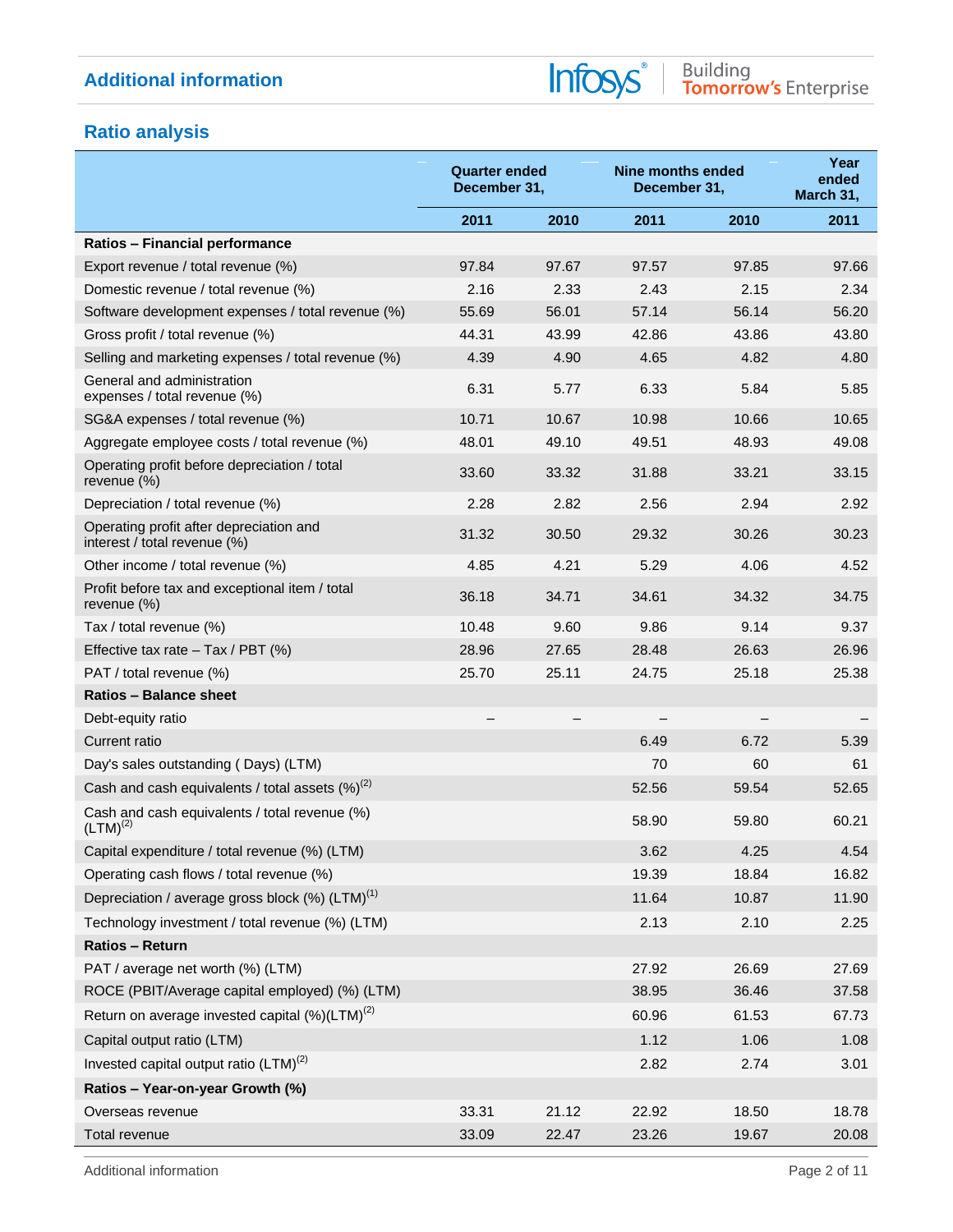## Additional information

## Ratio analysis

| | Quarter ended December 31, | | Nine months ended December 31, | | Year ended March 31, |
|---|---|---|---|---|---|
| | 2011 | 2010 | 2011 | 2010 | 2011 |
| **Ratios – Financial performance** | | | | | |
| Export revenue / total revenue (%) | 97.84 | 97.67 | 97.57 | 97.85 | 97.66 |
| Domestic revenue / total revenue (%) | 2.16 | 2.33 | 2.43 | 2.15 | 2.34 |
| Software development expenses / total revenue (%) | 55.69 | 56.01 | 57.14 | 56.14 | 56.20 |
| Gross profit / total revenue (%) | 44.31 | 43.99 | 42.86 | 43.86 | 43.80 |
| Selling and marketing expenses / total revenue (%) | 4.39 | 4.90 | 4.65 | 4.82 | 4.80 |
| General and administration expenses / total revenue (%) | 6.31 | 5.77 | 6.33 | 5.84 | 5.85 |
| SG&A expenses / total revenue (%) | 10.71 | 10.67 | 10.98 | 10.66 | 10.65 |
| Aggregate employee costs / total revenue (%) | 48.01 | 49.10 | 49.51 | 48.93 | 49.08 |
| Operating profit before depreciation / total revenue (%) | 33.60 | 33.32 | 31.88 | 33.21 | 33.15 |
| Depreciation / total revenue (%) | 2.28 | 2.82 | 2.56 | 2.94 | 2.92 |
| Operating profit after depreciation and interest / total revenue (%) | 31.32 | 30.50 | 29.32 | 30.26 | 30.23 |
| Other income / total revenue (%) | 4.85 | 4.21 | 5.29 | 4.06 | 4.52 |
| Profit before tax and exceptional item / total revenue (%) | 36.18 | 34.71 | 34.61 | 34.32 | 34.75 |
| Tax / total revenue (%) | 10.48 | 9.60 | 9.86 | 9.14 | 9.37 |
| Effective tax rate – Tax / PBT (%) | 28.96 | 27.65 | 28.48 | 26.63 | 26.96 |
| PAT / total revenue (%) | 25.70 | 25.11 | 24.75 | 25.18 | 25.38 |
| **Ratios – Balance sheet** | | | | | |
| Debt-equity ratio | – | – | – | – | – |
| Current ratio | | | 6.49 | 6.72 | 5.39 |
| Day's sales outstanding ( Days) (LTM) | | | 70 | 60 | 61 |
| Cash and cash equivalents / total assets (%)(2) | | | 52.56 | 59.54 | 52.65 |
| Cash and cash equivalents / total revenue (%) (LTM)(2) | | | 58.90 | 59.80 | 60.21 |
| Capital expenditure / total revenue (%) (LTM) | | | 3.62 | 4.25 | 4.54 |
| Operating cash flows / total revenue (%) | | | 19.39 | 18.84 | 16.82 |
| Depreciation / average gross block (%) (LTM)(1) | | | 11.64 | 10.87 | 11.90 |
| Technology investment / total revenue (%) (LTM) | | | 2.13 | 2.10 | 2.25 |
| **Ratios – Return** | | | | | |
| PAT / average net worth (%) (LTM) | | | 27.92 | 26.69 | 27.69 |
| ROCE (PBIT/Average capital employed) (%) (LTM) | | | 38.95 | 36.46 | 37.58 |
| Return on average invested capital (%)(LTM)(2) | | | 60.96 | 61.53 | 67.73 |
| Capital output ratio (LTM) | | | 1.12 | 1.06 | 1.08 |
| Invested capital output ratio (LTM)(2) | | | 2.82 | 2.74 | 3.01 |
| **Ratios – Year-on-year Growth (%)** | | | | | |
| Overseas revenue | 33.31 | 21.12 | 22.92 | 18.50 | 18.78 |
| Total revenue | 33.09 | 22.47 | 23.26 | 19.67 | 20.08 |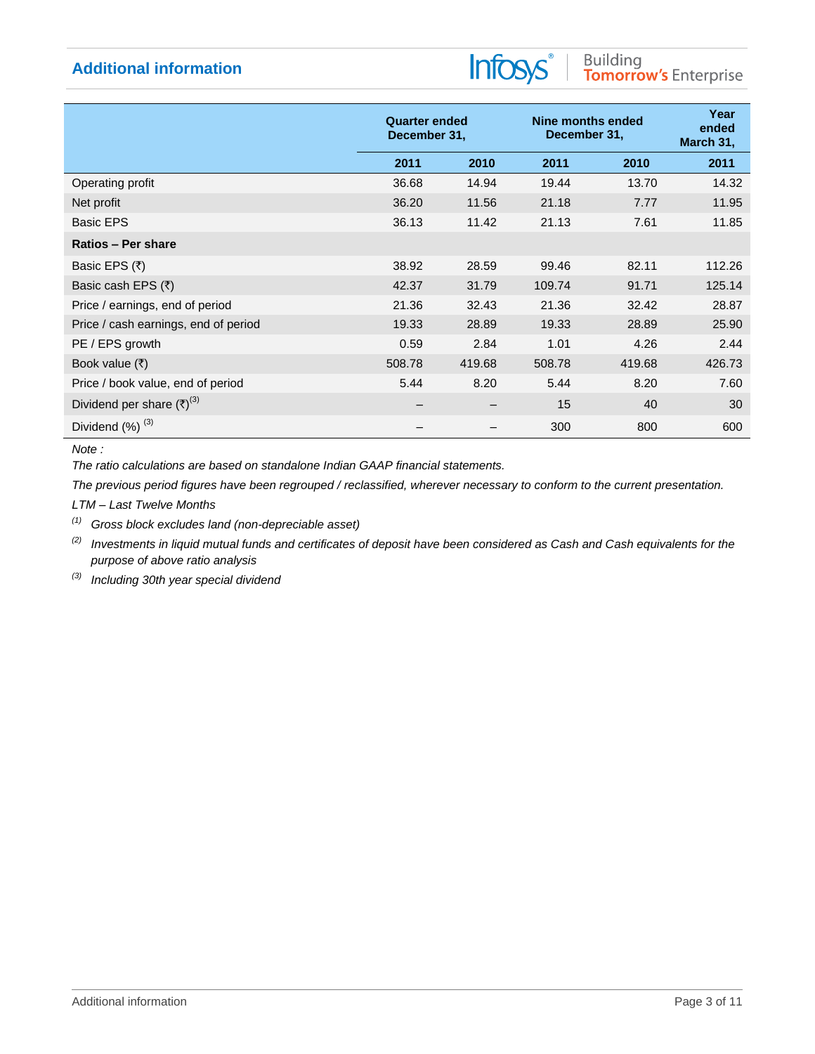## Additional information

| | Quarter ended December 31, | | Nine months ended December 31, | | Year ended March 31, |
|---|---|---|---|---|---|
| | 2011 | 2010 | 2011 | 2010 | 2011 |
| Operating profit | 36.68 | 14.94 | 19.44 | 13.70 | 14.32 |
| Net profit | 36.20 | 11.56 | 21.18 | 7.77 | 11.95 |
| Basic EPS | 36.13 | 11.42 | 21.13 | 7.61 | 11.85 |
| **Ratios – Per share** | | | | | |
| Basic EPS (₹) | 38.92 | 28.59 | 99.46 | 82.11 | 112.26 |
| Basic cash EPS (₹) | 42.37 | 31.79 | 109.74 | 91.71 | 125.14 |
| Price / earnings, end of period | 21.36 | 32.43 | 21.36 | 32.42 | 28.87 |
| Price / cash earnings, end of period | 19.33 | 28.89 | 19.33 | 28.89 | 25.90 |
| PE / EPS growth | 0.59 | 2.84 | 1.01 | 4.26 | 2.44 |
| Book value (₹) | 508.78 | 419.68 | 508.78 | 419.68 | 426.73 |
| Price / book value, end of period | 5.44 | 8.20 | 5.44 | 8.20 | 7.60 |
| Dividend per share (₹)(3) | – | – | 15 | 40 | 30 |
| Dividend (%) (3) | – | – | 300 | 800 | 600 |

*Note :*

*The ratio calculations are based on standalone Indian GAAP financial statements.*

*The previous period figures have been regrouped / reclassified, wherever necessary to conform to the current presentation.*

*LTM – Last Twelve Months*

*(1) Gross block excludes land (non-depreciable asset)*

*(2) Investments in liquid mutual funds and certificates of deposit have been considered as Cash and Cash equivalents for the purpose of above ratio analysis*

*(3) Including 30th year special dividend*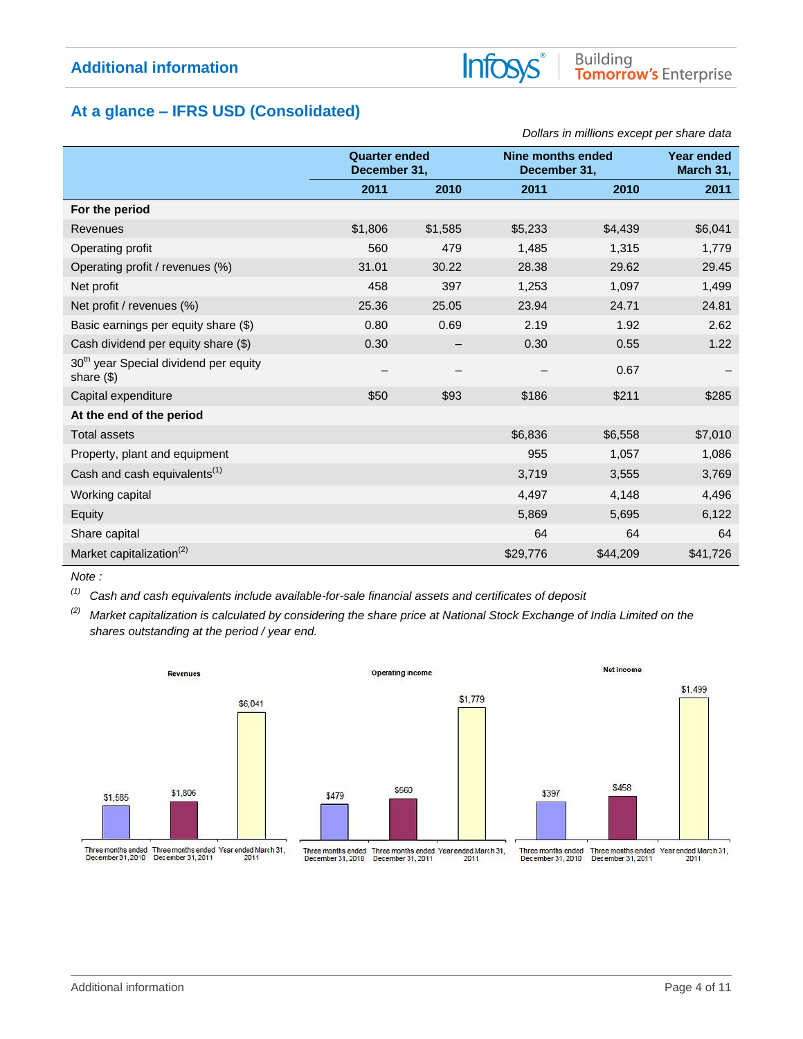## Additional information

## At a glance – IFRS USD (Consolidated)

*Dollars in millions except per share data*

| | Quarter ended December 31, | | Nine months ended December 31, | | Year ended March 31, |
|---|---|---|---|---|---|
| | 2011 | 2010 | 2011 | 2010 | 2011 |
| **For the period** | | | | | |
| Revenues | $1,806 | $1,585 | $5,233 | $4,439 | $6,041 |
| Operating profit | 560 | 479 | 1,485 | 1,315 | 1,779 |
| Operating profit / revenues (%) | 31.01 | 30.22 | 28.38 | 29.62 | 29.45 |
| Net profit | 458 | 397 | 1,253 | 1,097 | 1,499 |
| Net profit / revenues (%) | 25.36 | 25.05 | 23.94 | 24.71 | 24.81 |
| Basic earnings per equity share ($) | 0.80 | 0.69 | 2.19 | 1.92 | 2.62 |
| Cash dividend per equity share ($) | 0.30 | – | 0.30 | 0.55 | 1.22 |
| 30th year Special dividend per equity share ($) | – | – | – | 0.67 | – |
| Capital expenditure | $50 | $93 | $186 | $211 | $285 |
| **At the end of the period** | | | | | |
| Total assets | | | $6,836 | $6,558 | $7,010 |
| Property, plant and equipment | | | 955 | 1,057 | 1,086 |
| Cash and cash equivalents(1) | | | 3,719 | 3,555 | 3,769 |
| Working capital | | | 4,497 | 4,148 | 4,496 |
| Equity | | | 5,869 | 5,695 | 6,122 |
| Share capital | | | 64 | 64 | 64 |
| Market capitalization(2) | | | $29,776 | $44,209 | $41,726 |

*Note :*

(1) *Cash and cash equivalents include available-for-sale financial assets and certificates of deposit*

(2) *Market capitalization is calculated by considering the share price at National Stock Exchange of India Limited on the shares outstanding at the period / year end.*

**Revenues**

| Three months ended December 31, 2010 | Three months ended December 31, 2011 | Year ended March 31, 2011 |
|---|---|---|
| $1,585 | $1,806 | $6,041 |

**Operating income**

| Three months ended December 31, 2010 | Three months ended December 31, 2011 | Year ended March 31, 2011 |
|---|---|---|
| $479 | $560 | $1,779 |

**Net income**

| Three months ended December 31, 2010 | Three months ended December 31, 2011 | Year ended March 31, 2011 |
|---|---|---|
| $397 | $458 | $1,499 |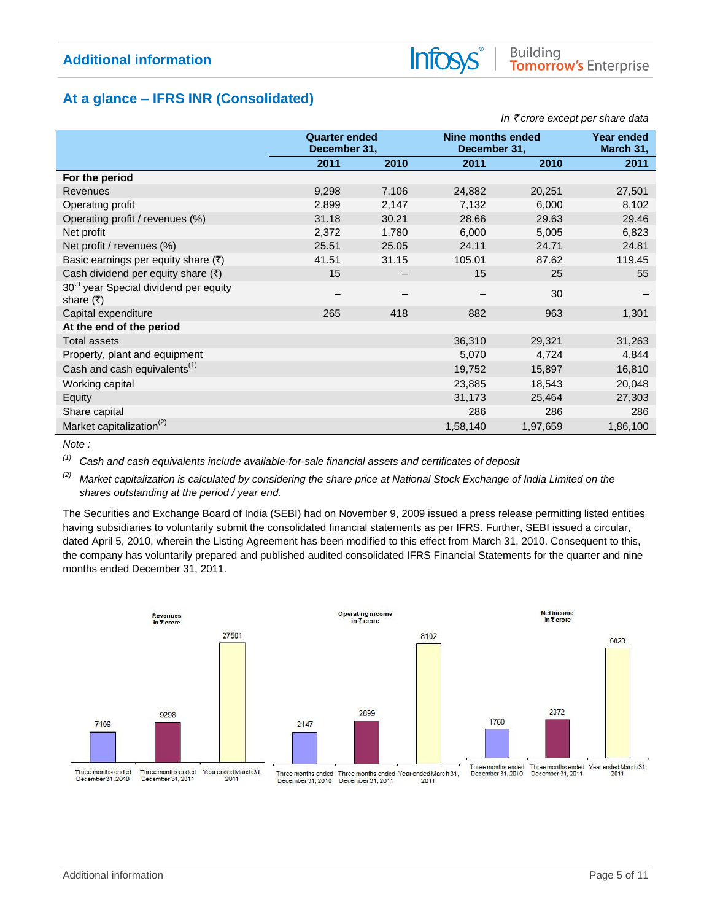## Additional information

## At a glance – IFRS INR (Consolidated)

*In ₹ crore except per share data*

| | Quarter ended December 31, | | Nine months ended December 31, | | Year ended March 31, |
|---|---|---|---|---|---|
| | 2011 | 2010 | 2011 | 2010 | 2011 |
| **For the period** | | | | | |
| Revenues | 9,298 | 7,106 | 24,882 | 20,251 | 27,501 |
| Operating profit | 2,899 | 2,147 | 7,132 | 6,000 | 8,102 |
| Operating profit / revenues (%) | 31.18 | 30.21 | 28.66 | 29.63 | 29.46 |
| Net profit | 2,372 | 1,780 | 6,000 | 5,005 | 6,823 |
| Net profit / revenues (%) | 25.51 | 25.05 | 24.11 | 24.71 | 24.81 |
| Basic earnings per equity share (₹) | 41.51 | 31.15 | 105.01 | 87.62 | 119.45 |
| Cash dividend per equity share (₹) | 15 | – | 15 | 25 | 55 |
| 30th year Special dividend per equity share (₹) | – | – | – | 30 | – |
| Capital expenditure | 265 | 418 | 882 | 963 | 1,301 |
| **At the end of the period** | | | | | |
| Total assets | | | 36,310 | 29,321 | 31,263 |
| Property, plant and equipment | | | 5,070 | 4,724 | 4,844 |
| Cash and cash equivalents[(1)] | | | 19,752 | 15,897 | 16,810 |
| Working capital | | | 23,885 | 18,543 | 20,048 |
| Equity | | | 31,173 | 25,464 | 27,303 |
| Share capital | | | 286 | 286 | 286 |
| Market capitalization[(2)] | | | 1,58,140 | 1,97,659 | 1,86,100 |

*Note :*

[(1)] *Cash and cash equivalents include available-for-sale financial assets and certificates of deposit*

[(2)] *Market capitalization is calculated by considering the share price at National Stock Exchange of India Limited on the shares outstanding at the period / year end.*

The Securities and Exchange Board of India (SEBI) had on November 9, 2009 issued a press release permitting listed entities having subsidiaries to voluntarily submit the consolidated financial statements as per IFRS. Further, SEBI issued a circular, dated April 5, 2010, wherein the Listing Agreement has been modified to this effect from March 31, 2010. Consequent to this, the company has voluntarily prepared and published audited consolidated IFRS Financial Statements for the quarter and nine months ended December 31, 2011.

**Revenues in ₹ crore**

| Three months ended December 31, 2010 | Three months ended December 31, 2011 | Year ended March 31, 2011 |
|---|---|---|
| 7106 | 9298 | 27501 |

**Operating income in ₹ crore**

| Three months ended December 31, 2010 | Three months ended December 31, 2011 | Year ended March 31, 2011 |
|---|---|---|
| 2147 | 2899 | 8102 |

**Net income in ₹ crore**

| Three months ended December 31, 2010 | Three months ended December 31, 2011 | Year ended March 31, 2011 |
|---|---|---|
| 1780 | 2372 | 6823 |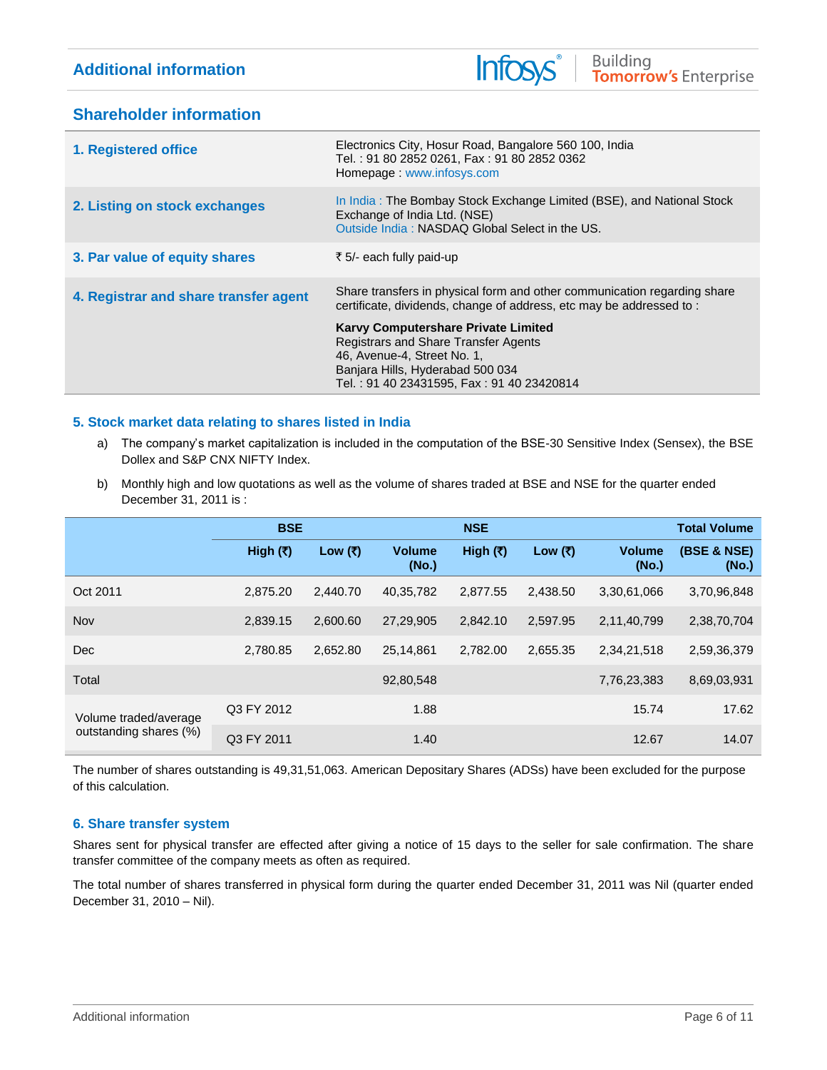## Additional information

## Shareholder information

| | |
|---|---|
| **1. Registered office** | Electronics City, Hosur Road, Bangalore 560 100, India<br>Tel. : 91 80 2852 0261, Fax : 91 80 2852 0362<br>Homepage : www.infosys.com |
| **2. Listing on stock exchanges** | In India : The Bombay Stock Exchange Limited (BSE), and National Stock Exchange of India Ltd. (NSE)<br>Outside India : NASDAQ Global Select in the US. |
| **3. Par value of equity shares** | ₹ 5/- each fully paid-up |
| **4. Registrar and share transfer agent** | Share transfers in physical form and other communication regarding share certificate, dividends, change of address, etc may be addressed to :<br>**Karvy Computershare Private Limited**<br>Registrars and Share Transfer Agents<br>46, Avenue-4, Street No. 1,<br>Banjara Hills, Hyderabad 500 034<br>Tel. : 91 40 23431595, Fax : 91 40 23420814 |

### 5. Stock market data relating to shares listed in India

a) The company's market capitalization is included in the computation of the BSE-30 Sensitive Index (Sensex), the BSE Dollex and S&P CNX NIFTY Index.

b) Monthly high and low quotations as well as the volume of shares traded at BSE and NSE for the quarter ended December 31, 2011 is :

| | | BSE | | | NSE | | Total Volume |
|---|---|---|---|---|---|---|---|
| | High (₹) | Low (₹) | Volume (No.) | High (₹) | Low (₹) | Volume (No.) | (BSE & NSE) (No.) |
| Oct 2011 | 2,875.20 | 2,440.70 | 40,35,782 | 2,877.55 | 2,438.50 | 3,30,61,066 | 3,70,96,848 |
| Nov | 2,839.15 | 2,600.60 | 27,29,905 | 2,842.10 | 2,597.95 | 2,11,40,799 | 2,38,70,704 |
| Dec | 2,780.85 | 2,652.80 | 25,14,861 | 2,782.00 | 2,655.35 | 2,34,21,518 | 2,59,36,379 |
| Total | | | 92,80,548 | | | 7,76,23,383 | 8,69,03,931 |
| Volume traded/average outstanding shares (%) | Q3 FY 2012 | | 1.88 | | | 15.74 | 17.62 |
| | Q3 FY 2011 | | 1.40 | | | 12.67 | 14.07 |

The number of shares outstanding is 49,31,51,063. American Depositary Shares (ADSs) have been excluded for the purpose of this calculation.

### 6. Share transfer system

Shares sent for physical transfer are effected after giving a notice of 15 days to the seller for sale confirmation. The share transfer committee of the company meets as often as required.

The total number of shares transferred in physical form during the quarter ended December 31, 2011 was Nil (quarter ended December 31, 2010 – Nil).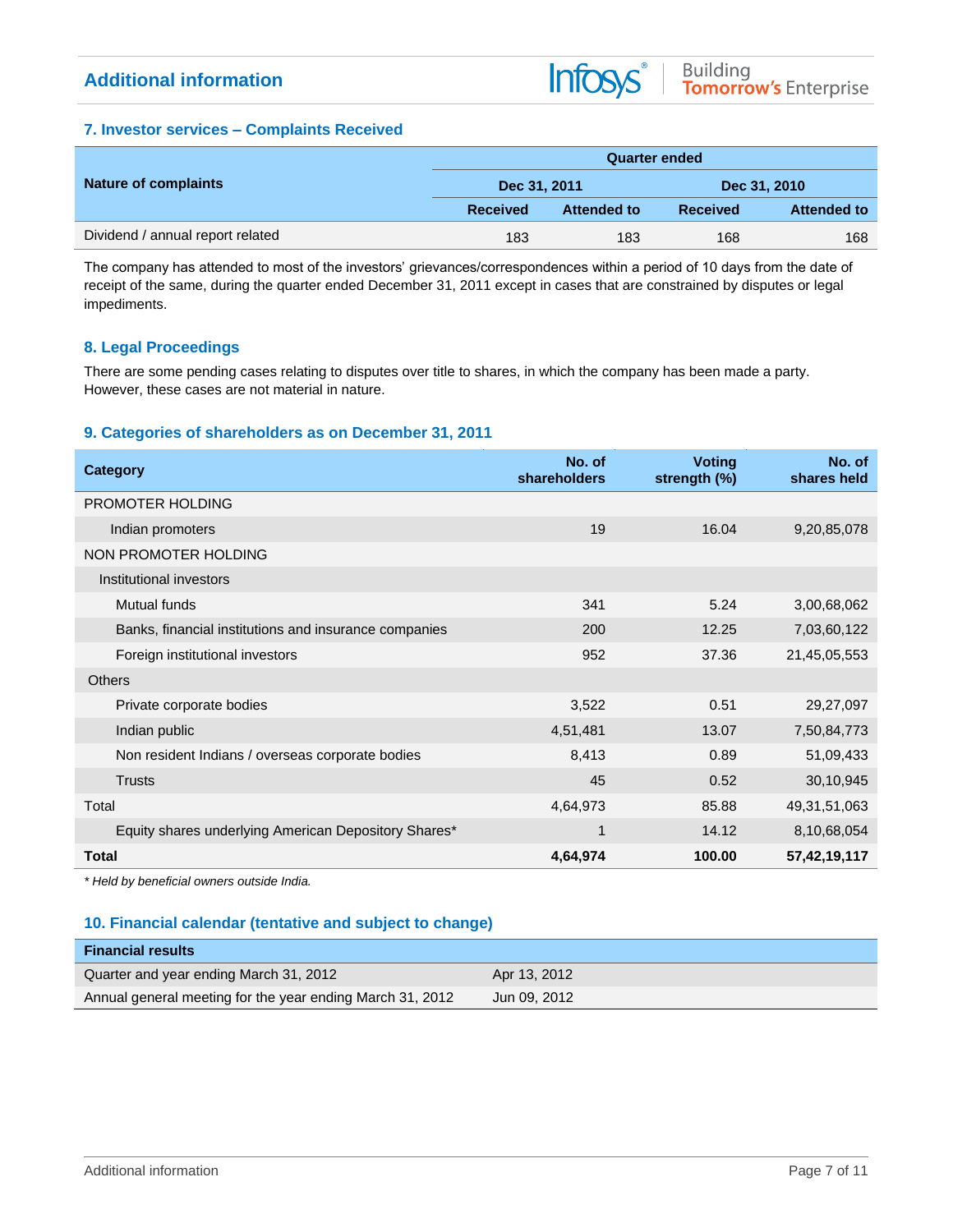## Additional information

### 7. Investor services – Complaints Received

| Nature of complaints | Quarter ended | | | |
|---|---|---|---|---|
| | Dec 31, 2011 | | Dec 31, 2010 | |
| | Received | Attended to | Received | Attended to |
| Dividend / annual report related | 183 | 183 | 168 | 168 |

The company has attended to most of the investors' grievances/correspondences within a period of 10 days from the date of receipt of the same, during the quarter ended December 31, 2011 except in cases that are constrained by disputes or legal impediments.

### 8. Legal Proceedings

There are some pending cases relating to disputes over title to shares, in which the company has been made a party. However, these cases are not material in nature.

### 9. Categories of shareholders as on December 31, 2011

| Category | No. of shareholders | Voting strength (%) | No. of shares held |
|---|---|---|---|
| PROMOTER HOLDING | | | |
| Indian promoters | 19 | 16.04 | 9,20,85,078 |
| NON PROMOTER HOLDING | | | |
| Institutional investors | | | |
| Mutual funds | 341 | 5.24 | 3,00,68,062 |
| Banks, financial institutions and insurance companies | 200 | 12.25 | 7,03,60,122 |
| Foreign institutional investors | 952 | 37.36 | 21,45,05,553 |
| Others | | | |
| Private corporate bodies | 3,522 | 0.51 | 29,27,097 |
| Indian public | 4,51,481 | 13.07 | 7,50,84,773 |
| Non resident Indians / overseas corporate bodies | 8,413 | 0.89 | 51,09,433 |
| Trusts | 45 | 0.52 | 30,10,945 |
| Total | 4,64,973 | 85.88 | 49,31,51,063 |
| Equity shares underlying American Depository Shares* | 1 | 14.12 | 8,10,68,054 |
| **Total** | **4,64,974** | **100.00** | **57,42,19,117** |

*\* Held by beneficial owners outside India.*

### 10. Financial calendar (tentative and subject to change)

| Financial results | |
|---|---|
| Quarter and year ending March 31, 2012 | Apr 13, 2012 |
| Annual general meeting for the year ending March 31, 2012 | Jun 09, 2012 |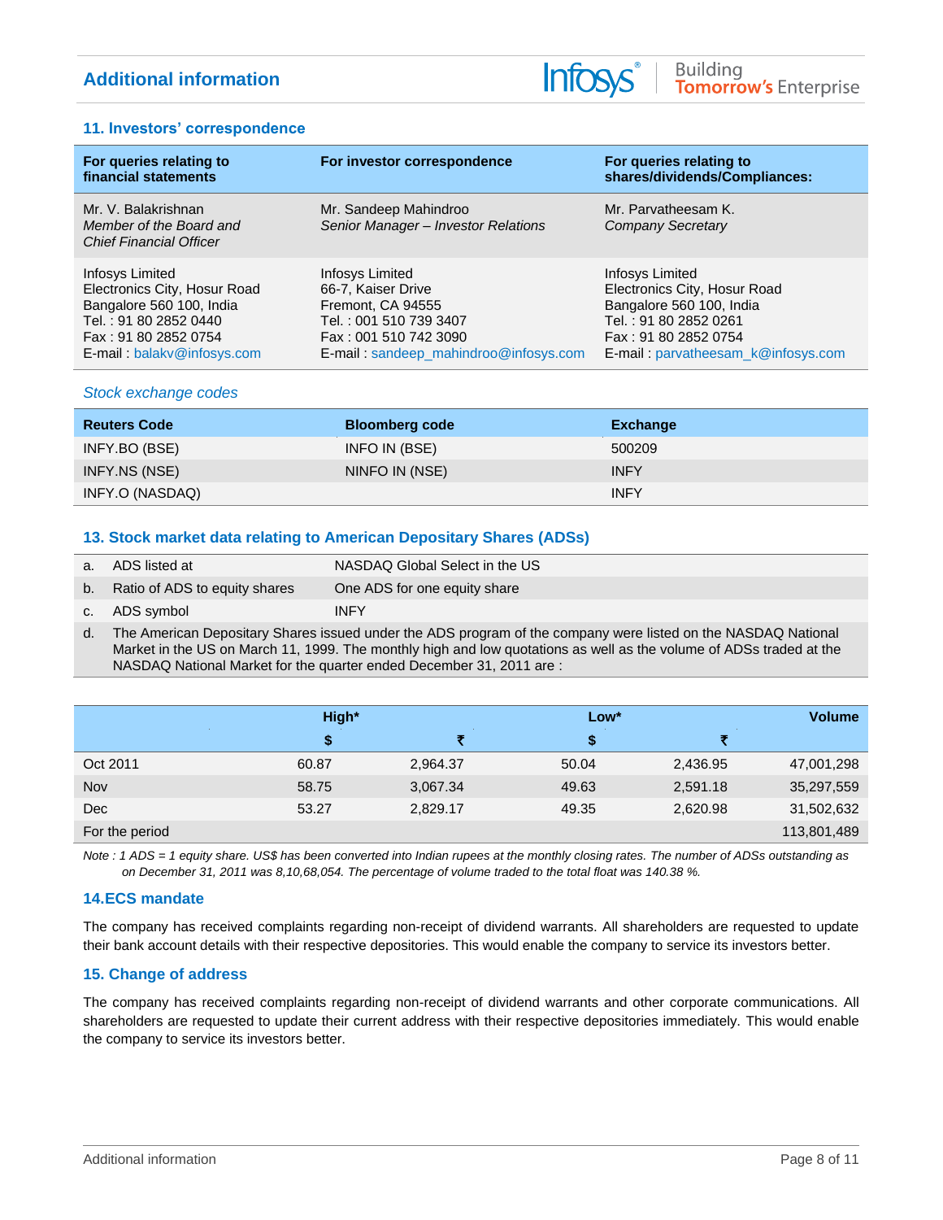## 11. Investors' correspondence

| For queries relating to financial statements | For investor correspondence | For queries relating to shares/dividends/Compliances: |
|---|---|---|
| Mr. V. Balakrishnan<br>*Member of the Board and Chief Financial Officer* | Mr. Sandeep Mahindroo<br>*Senior Manager – Investor Relations* | Mr. Parvatheesam K.<br>*Company Secretary* |
| Infosys Limited<br>Electronics City, Hosur Road<br>Bangalore 560 100, India<br>Tel. : 91 80 2852 0440<br>Fax : 91 80 2852 0754<br>E-mail : balakv@infosys.com | Infosys Limited<br>66-7, Kaiser Drive<br>Fremont, CA 94555<br>Tel. : 001 510 739 3407<br>Fax : 001 510 742 3090<br>E-mail : sandeep_mahindroo@infosys.com | Infosys Limited<br>Electronics City, Hosur Road<br>Bangalore 560 100, India<br>Tel. : 91 80 2852 0261<br>Fax : 91 80 2852 0754<br>E-mail : parvatheesam_k@infosys.com |

*Stock exchange codes*

| Reuters Code | Bloomberg code | Exchange |
|---|---|---|
| INFY.BO (BSE) | INFO IN (BSE) | 500209 |
| INFY.NS (NSE) | NINFO IN (NSE) | INFY |
| INFY.O (NASDAQ) | | INFY |

## 13. Stock market data relating to American Depositary Shares (ADSs)

| | | |
|---|---|---|
| a. | ADS listed at | NASDAQ Global Select in the US |
| b. | Ratio of ADS to equity shares | One ADS for one equity share |
| c. | ADS symbol | INFY |

d. The American Depositary Shares issued under the ADS program of the company were listed on the NASDAQ National Market in the US on March 11, 1999. The monthly high and low quotations as well as the volume of ADSs traded at the NASDAQ National Market for the quarter ended December 31, 2011 are :

| | High* | | Low* | | Volume |
|---|---|---|---|---|---|
| | $ | ₹ | $ | ₹ | |
| Oct 2011 | 60.87 | 2,964.37 | 50.04 | 2,436.95 | 47,001,298 |
| Nov | 58.75 | 3,067.34 | 49.63 | 2,591.18 | 35,297,559 |
| Dec | 53.27 | 2,829.17 | 49.35 | 2,620.98 | 31,502,632 |
| For the period | | | | | 113,801,489 |

*Note : 1 ADS = 1 equity share. US$ has been converted into Indian rupees at the monthly closing rates. The number of ADSs outstanding as on December 31, 2011 was 8,10,68,054. The percentage of volume traded to the total float was 140.38 %.*

## 14.ECS mandate

The company has received complaints regarding non-receipt of dividend warrants. All shareholders are requested to update their bank account details with their respective depositories. This would enable the company to service its investors better.

## 15. Change of address

The company has received complaints regarding non-receipt of dividend warrants and other corporate communications. All shareholders are requested to update their current address with their respective depositories immediately. This would enable the company to service its investors better.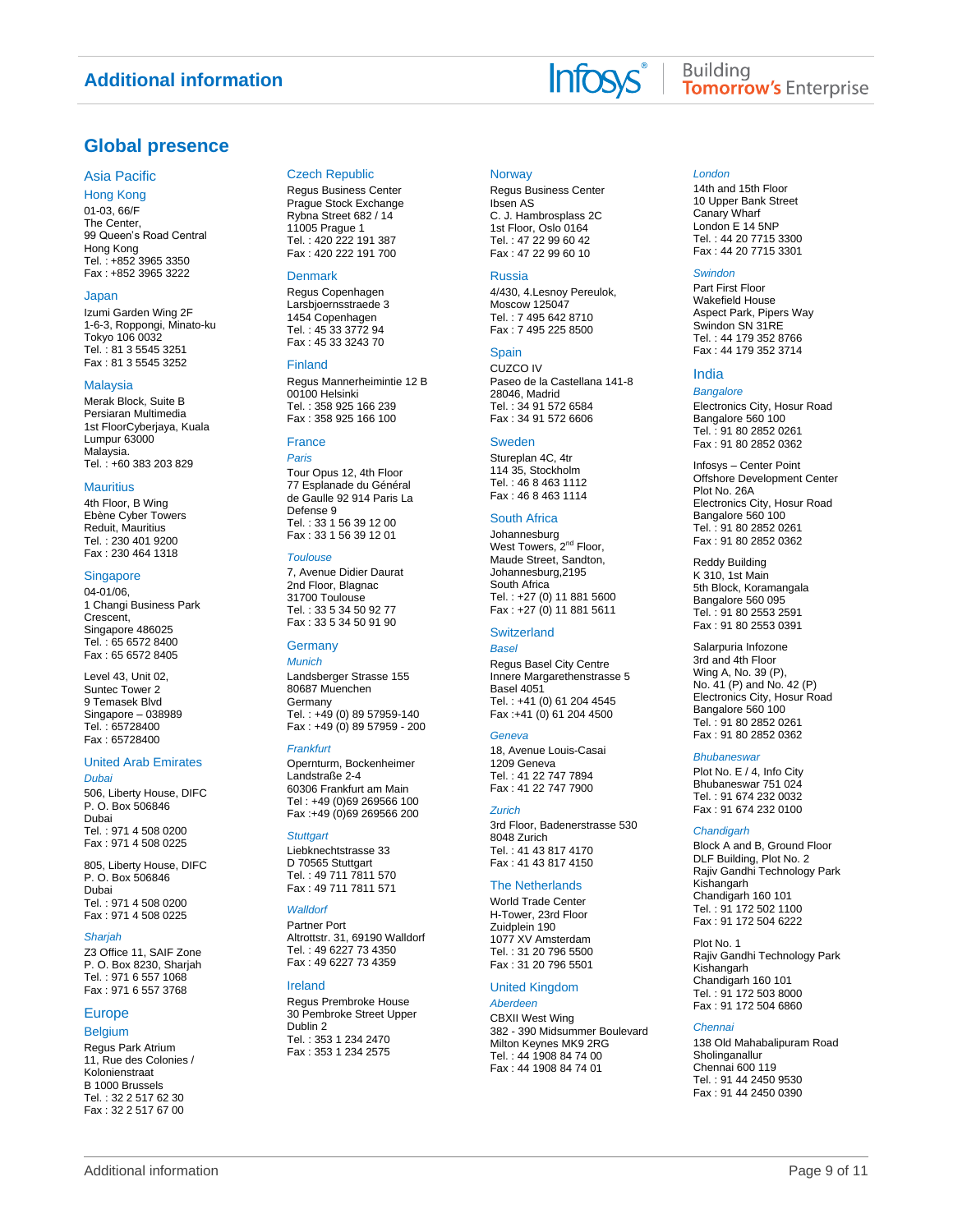## Global presence

### Asia Pacific

#### Hong Kong

01-03, 66/F
The Center,
99 Queen's Road Central
Hong Kong
Tel. : +852 3965 3350
Fax : +852 3965 3222

#### Japan

Izumi Garden Wing 2F
1-6-3, Roppongi, Minato-ku
Tokyo 106 0032
Tel. : 81 3 5545 3251
Fax : 81 3 5545 3252

#### Malaysia

Merak Block, Suite B
Persiaran Multimedia
1st FloorCyberjaya, Kuala
Lumpur 63000
Malaysia.
Tel. : +60 383 203 829

#### Mauritius

4th Floor, B Wing
Ebène Cyber Towers
Reduit, Mauritius
Tel. : 230 401 9200
Fax : 230 464 1318

#### Singapore

04-01/06,
1 Changi Business Park
Crescent,
Singapore 486025
Tel. : 65 6572 8400
Fax : 65 6572 8405

Level 43, Unit 02,
Suntec Tower 2
9 Temasek Blvd
Singapore – 038989
Tel. : 65728400
Fax : 65728400

#### United Arab Emirates

*Dubai*

506, Liberty House, DIFC
P. O. Box 506846
Dubai
Tel. : 971 4 508 0200
Fax : 971 4 508 0225

805, Liberty House, DIFC
P. O. Box 506846
Dubai
Tel. : 971 4 508 0200
Fax : 971 4 508 0225

*Sharjah*

Z3 Office 11, SAIF Zone
P. O. Box 8230, Sharjah
Tel. : 971 6 557 1068
Fax : 971 6 557 3768

### Europe

#### Belgium

Regus Park Atrium
11, Rue des Colonies /
Kolonienstraat
B 1000 Brussels
Tel. : 32 2 517 62 30
Fax : 32 2 517 67 00

#### Czech Republic

Regus Business Center
Prague Stock Exchange
Rybna Street 682 / 14
11005 Prague 1
Tel. : 420 222 191 387
Fax : 420 222 191 700

#### Denmark

Regus Copenhagen
Larsbjoernsstraede 3
1454 Copenhagen
Tel. : 45 33 3772 94
Fax : 45 33 3243 70

#### Finland

Regus Mannerheimintie 12 B
00100 Helsinki
Tel. : 358 925 166 239
Fax : 358 925 166 100

#### France

*Paris*

Tour Opus 12, 4th Floor
77 Esplanade du Général
de Gaulle 92 914 Paris La
Defense 9
Tel. : 33 1 56 39 12 00
Fax : 33 1 56 39 12 01

*Toulouse*

7, Avenue Didier Daurat
2nd Floor, Blagnac
31700 Toulouse
Tel. : 33 5 34 50 92 77
Fax : 33 5 34 50 91 90

#### Germany

*Munich*

Landsberger Strasse 155
80687 Muenchen
Germany
Tel. : +49 (0) 89 57959-140
Fax : +49 (0) 89 57959 - 200

*Frankfurt*

Opernturm, Bockenheimer
Landstraße 2-4
60306 Frankfurt am Main
Tel : +49 (0)69 269566 100
Fax :+49 (0)69 269566 200

*Stuttgart*

Liebknechtstrasse 33
D 70565 Stuttgart
Tel. : 49 711 7811 570
Fax : 49 711 7811 571

*Walldorf*

Partner Port
Altrottstr. 31, 69190 Walldorf
Tel. : 49 6227 73 4350
Fax : 49 6227 73 4359

#### Ireland

Regus Prembroke House
30 Pembroke Street Upper
Dublin 2
Tel. : 353 1 234 2470
Fax : 353 1 234 2575

#### Norway

Regus Business Center
Ibsen AS
C. J. Hambrosplass 2C
1st Floor, Oslo 0164
Tel. : 47 22 99 60 42
Fax : 47 22 99 60 10

#### Russia

4/430, 4.Lesnoy Pereulok,
Moscow 125047
Tel. : 7 495 642 8710
Fax : 7 495 225 8500

#### Spain

CUZCO IV
Paseo de la Castellana 141-8
28046, Madrid
Tel. : 34 91 572 6584
Fax : 34 91 572 6606

#### Sweden

Stureplan 4C, 4tr
114 35, Stockholm
Tel. : 46 8 463 1112
Fax : 46 8 463 1114

#### South Africa

Johannesburg
West Towers, 2nd Floor,
Maude Street, Sandton,
Johannesburg,2195
South Africa
Tel. : +27 (0) 11 881 5600
Fax : +27 (0) 11 881 5611

#### Switzerland

*Basel*

Regus Basel City Centre
Innere Margarethenstrasse 5
Basel 4051
Tel. : +41 (0) 61 204 4545
Fax :+41 (0) 61 204 4500

*Geneva*

18, Avenue Louis-Casai
1209 Geneva
Tel. : 41 22 747 7894
Fax : 41 22 747 7900

*Zurich*

3rd Floor, Badenerstrasse 530
8048 Zurich
Tel. : 41 43 817 4170
Fax : 41 43 817 4150

#### The Netherlands

World Trade Center
H-Tower, 23rd Floor
Zuidplein 190
1077 XV Amsterdam
Tel. : 31 20 796 5500
Fax : 31 20 796 5501

#### United Kingdom

*Aberdeen*

CBXII West Wing
382 - 390 Midsummer Boulevard
Milton Keynes MK9 2RG
Tel. : 44 1908 84 74 00
Fax : 44 1908 84 74 01

*London*

14th and 15th Floor
10 Upper Bank Street
Canary Wharf
London E 14 5NP
Tel. : 44 20 7715 3300
Fax : 44 20 7715 3301

*Swindon*

Part First Floor
Wakefield House
Aspect Park, Pipers Way
Swindon SN 31RE
Tel. : 44 179 352 8766
Fax : 44 179 352 3714

### India

*Bangalore*

Electronics City, Hosur Road
Bangalore 560 100
Tel. : 91 80 2852 0261
Fax : 91 80 2852 0362

Infosys – Center Point
Offshore Development Center
Plot No. 26A
Electronics City, Hosur Road
Bangalore 560 100
Tel. : 91 80 2852 0261
Fax : 91 80 2852 0362

Reddy Building
K 310, 1st Main
5th Block, Koramangala
Bangalore 560 095
Tel. : 91 80 2553 2591
Fax : 91 80 2553 0391

Salarpuria Infozone
3rd and 4th Floor
Wing A, No. 39 (P),
No. 41 (P) and No. 42 (P)
Electronics City, Hosur Road
Bangalore 560 100
Tel. : 91 80 2852 0261
Fax : 91 80 2852 0362

*Bhubaneswar*

Plot No. E / 4, Info City
Bhubaneswar 751 024
Tel. : 91 674 232 0032
Fax : 91 674 232 0100

*Chandigarh*

Block A and B, Ground Floor
DLF Building, Plot No. 2
Rajiv Gandhi Technology Park
Kishangarh
Chandigarh 160 101
Tel. : 91 172 502 1100
Fax : 91 172 504 6222

Plot No. 1
Rajiv Gandhi Technology Park
Kishangarh
Chandigarh 160 101
Tel. : 91 172 503 8000
Fax : 91 172 504 6860

*Chennai*

138 Old Mahabalipuram Road
Sholinganallur
Chennai 600 119
Tel. : 91 44 2450 9530
Fax : 91 44 2450 0390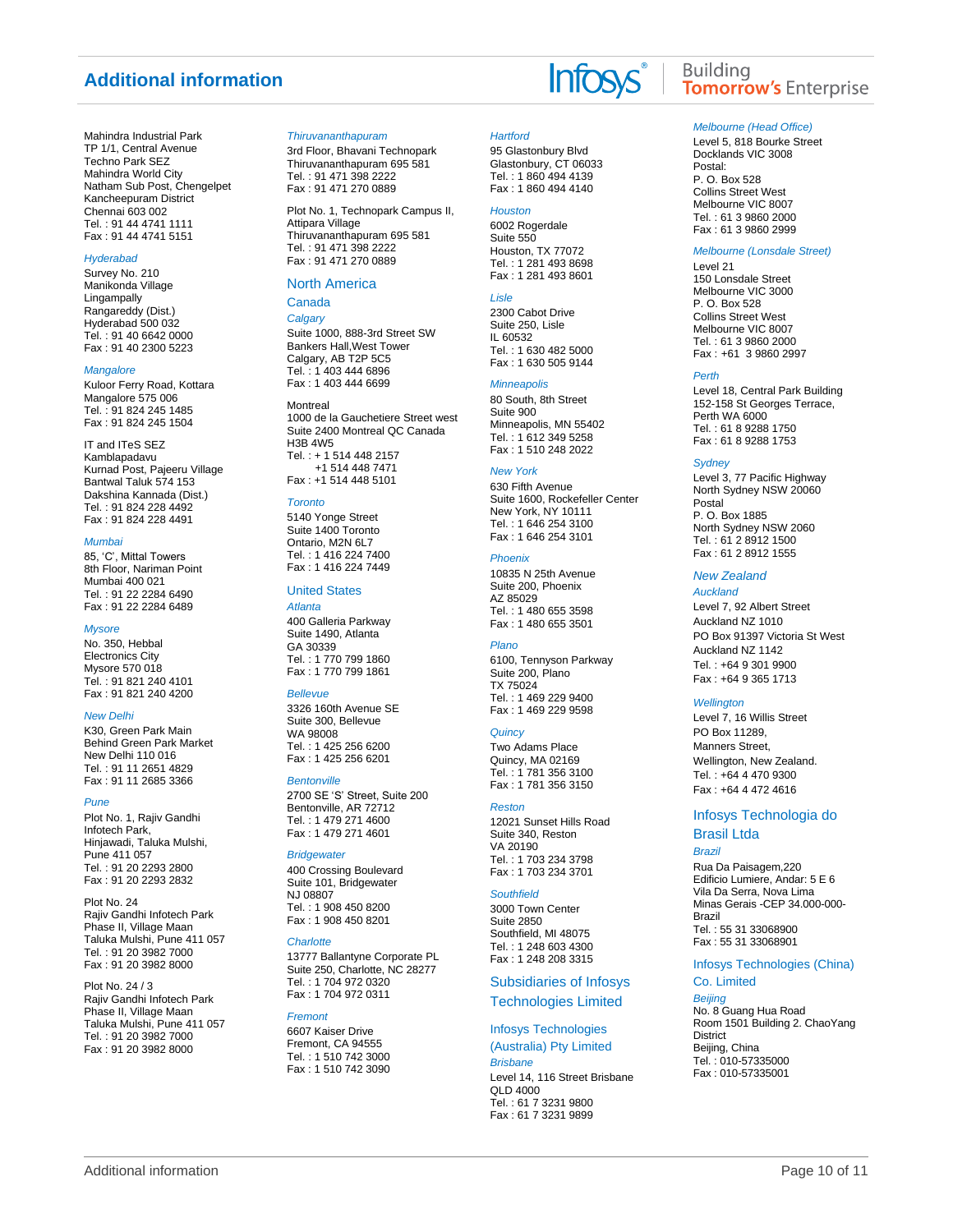## Additional information

Mahindra Industrial Park
TP 1/1, Central Avenue
Techno Park SEZ
Mahindra World City
Natham Sub Post, Chengelpet
Kancheepuram District
Chennai 603 002
Tel. : 91 44 4741 1111
Fax : 91 44 4741 5151

*Hyderabad*

Survey No. 210
Manikonda Village
Lingampally
Rangareddy (Dist.)
Hyderabad 500 032
Tel. : 91 40 6642 0000
Fax : 91 40 2300 5223

*Mangalore*

Kuloor Ferry Road, Kottara
Mangalore 575 006
Tel. : 91 824 245 1485
Fax : 91 824 245 1504

IT and ITeS SEZ
Kamblapadavu
Kurnad Post, Pajeeru Village
Bantwal Taluk 574 153
Dakshina Kannada (Dist.)
Tel. : 91 824 228 4492
Fax : 91 824 228 4491

*Mumbai*

85, 'C', Mittal Towers
8th Floor, Nariman Point
Mumbai 400 021
Tel. : 91 22 2284 6490
Fax : 91 22 2284 6489

*Mysore*

No. 350, Hebbal
Electronics City
Mysore 570 018
Tel. : 91 821 240 4101
Fax : 91 821 240 4200

*New Delhi*

K30, Green Park Main
Behind Green Park Market
New Delhi 110 016
Tel. : 91 11 2651 4829
Fax : 91 11 2685 3366

*Pune*

Plot No. 1, Rajiv Gandhi
Infotech Park,
Hinjawadi, Taluka Mulshi,
Pune 411 057
Tel. : 91 20 2293 2800
Fax : 91 20 2293 2832

Plot No. 24
Rajiv Gandhi Infotech Park
Phase II, Village Maan
Taluka Mulshi, Pune 411 057
Tel. : 91 20 3982 7000
Fax : 91 20 3982 8000

Plot No. 24 / 3
Rajiv Gandhi Infotech Park
Phase II, Village Maan
Taluka Mulshi, Pune 411 057
Tel. : 91 20 3982 7000
Fax : 91 20 3982 8000

*Thiruvananthapuram*

3rd Floor, Bhavani Technopark
Thiruvananthapuram 695 581
Tel. : 91 471 398 2222
Fax : 91 471 270 0889

Plot No. 1, Technopark Campus II,
Attipara Village
Thiruvananthapuram 695 581
Tel. : 91 471 398 2222
Fax : 91 471 270 0889

### North America

#### Canada

*Calgary*

Suite 1000, 888-3rd Street SW
Bankers Hall,West Tower
Calgary, AB T2P 5C5
Tel. : 1 403 444 6896
Fax : 1 403 444 6699

Montreal
1000 de la Gauchetiere Street west
Suite 2400 Montreal QC Canada
H3B 4W5
Tel. : + 1 514 448 2157
+1 514 448 7471
Fax : +1 514 448 5101

*Toronto*

5140 Yonge Street
Suite 1400 Toronto
Ontario, M2N 6L7
Tel. : 1 416 224 7400
Fax : 1 416 224 7449

#### United States

*Atlanta*

400 Galleria Parkway
Suite 1490, Atlanta
GA 30339
Tel. : 1 770 799 1860
Fax : 1 770 799 1861

*Bellevue*

3326 160th Avenue SE
Suite 300, Bellevue
WA 98008
Tel. : 1 425 256 6200
Fax : 1 425 256 6201

*Bentonville*

2700 SE 'S' Street, Suite 200
Bentonville, AR 72712
Tel. : 1 479 271 4600
Fax : 1 479 271 4601

*Bridgewater*

400 Crossing Boulevard
Suite 101, Bridgewater
NJ 08807
Tel. : 1 908 450 8200
Fax : 1 908 450 8201

*Charlotte*

13777 Ballantyne Corporate PL
Suite 250, Charlotte, NC 28277
Tel. : 1 704 972 0320
Fax : 1 704 972 0311

*Fremont*

6607 Kaiser Drive
Fremont, CA 94555
Tel. : 1 510 742 3000
Fax : 1 510 742 3090

*Hartford*

95 Glastonbury Blvd
Glastonbury, CT 06033
Tel. : 1 860 494 4139
Fax : 1 860 494 4140

*Houston*

6002 Rogerdale
Suite 550
Houston, TX 77072
Tel. : 1 281 493 8698
Fax : 1 281 493 8601

*Lisle*

2300 Cabot Drive
Suite 250, Lisle
IL 60532
Tel. : 1 630 482 5000
Fax : 1 630 505 9144

*Minneapolis*

80 South, 8th Street
Suite 900
Minneapolis, MN 55402
Tel. : 1 612 349 5258
Fax : 1 510 248 2022

*New York*

630 Fifth Avenue
Suite 1600, Rockefeller Center
New York, NY 10111
Tel. : 1 646 254 3100
Fax : 1 646 254 3101

*Phoenix*

10835 N 25th Avenue
Suite 200, Phoenix
AZ 85029
Tel. : 1 480 655 3598
Fax : 1 480 655 3501

*Plano*

6100, Tennyson Parkway
Suite 200, Plano
TX 75024
Tel. : 1 469 229 9400
Fax : 1 469 229 9598

*Quincy*

Two Adams Place
Quincy, MA 02169
Tel. : 1 781 356 3100
Fax : 1 781 356 3150

*Reston*

12021 Sunset Hills Road
Suite 340, Reston
VA 20190
Tel. : 1 703 234 3798
Fax : 1 703 234 3701

*Southfield*

3000 Town Center
Suite 2850
Southfield, MI 48075
Tel. : 1 248 603 4300
Fax : 1 248 208 3315

### Subsidiaries of Infosys Technologies Limited

#### Infosys Technologies (Australia) Pty Limited

*Brisbane*

Level 14, 116 Street Brisbane
QLD 4000
Tel. : 61 7 3231 9800
Fax : 61 7 3231 9899

*Melbourne (Head Office)*

Level 5, 818 Bourke Street
Docklands VIC 3008
Postal:
P. O. Box 528
Collins Street West
Melbourne VIC 8007
Tel. : 61 3 9860 2000
Fax : 61 3 9860 2999

*Melbourne (Lonsdale Street)*

Level 21
150 Lonsdale Street
Melbourne VIC 3000
P. O. Box 528
Collins Street West
Melbourne VIC 8007
Tel. : 61 3 9860 2000
Fax : +61 3 9860 2997

*Perth*

Level 18, Central Park Building
152-158 St Georges Terrace,
Perth WA 6000
Tel. : 61 8 9288 1750
Fax : 61 8 9288 1753

*Sydney*

Level 3, 77 Pacific Highway
North Sydney NSW 20060
Postal
P. O. Box 1885
North Sydney NSW 2060
Tel. : 61 2 8912 1500
Fax : 61 2 8912 1555

#### New Zealand

*Auckland*

Level 7, 92 Albert Street
Auckland NZ 1010
PO Box 91397 Victoria St West
Auckland NZ 1142
Tel. : +64 9 301 9900
Fax : +64 9 365 1713

*Wellington*

Level 7, 16 Willis Street
PO Box 11289,
Manners Street,
Wellington, New Zealand.
Tel. : +64 4 470 9300
Fax : +64 4 472 4616

#### Infosys Technologia do Brasil Ltda

*Brazil*

Rua Da Paisagem,220
Edificio Lumiere, Andar: 5 E 6
Vila Da Serra, Nova Lima
Minas Gerais -CEP 34.000-000-
Brazil
Tel. : 55 31 33068900
Fax : 55 31 33068901

#### Infosys Technologies (China) Co. Limited

*Beijing*

No. 8 Guang Hua Road
Room 1501 Building 2. ChaoYang
District
Beijing, China
Tel. : 010-57335000
Fax : 010-57335001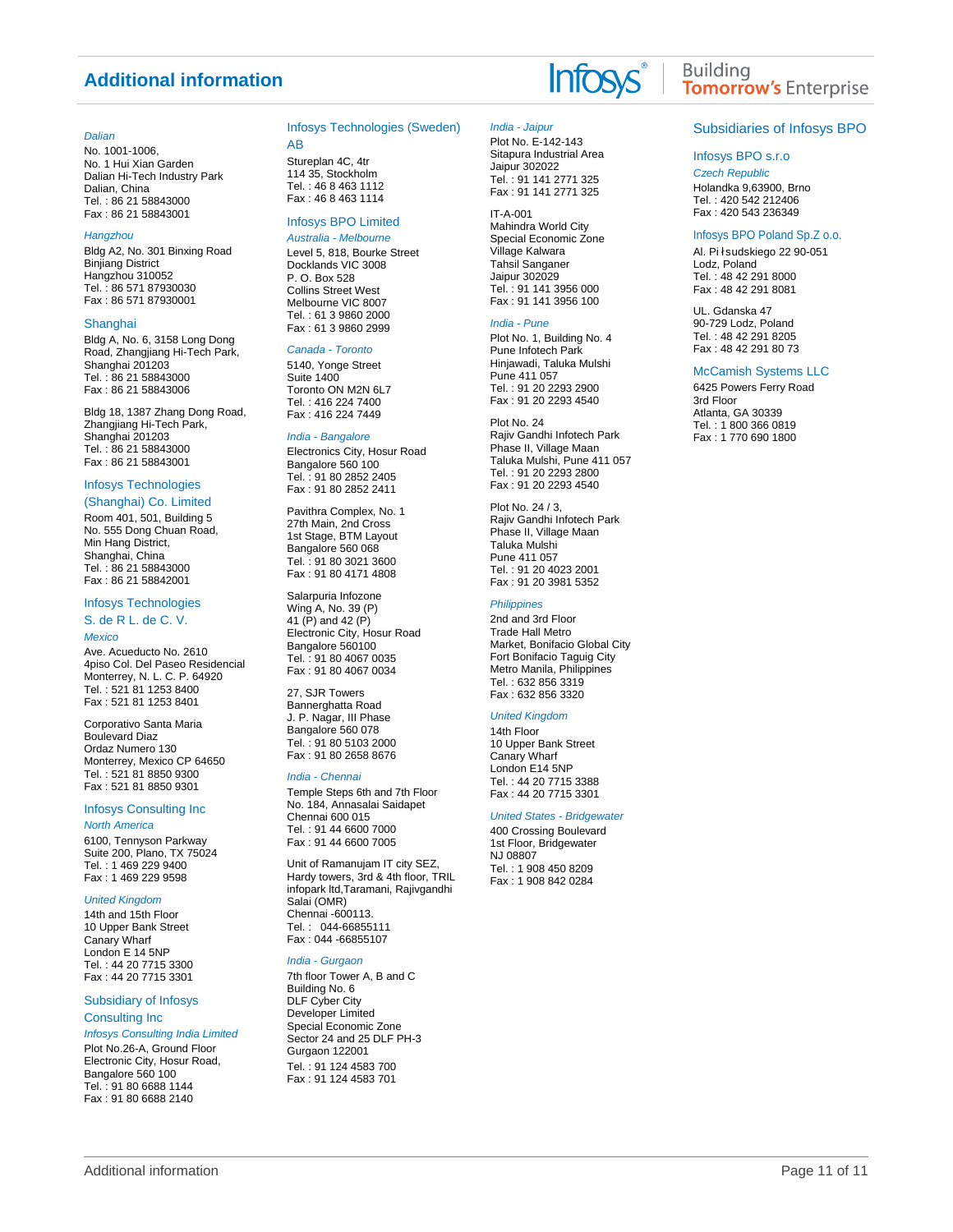# Additional information

*Dalian*

No. 1001-1006,
No. 1 Hui Xian Garden
Dalian Hi-Tech Industry Park
Dalian, China
Tel. : 86 21 58843000
Fax : 86 21 58843001

*Hangzhou*

Bldg A2, No. 301 Binxing Road
Binjiang District
Hangzhou 310052
Tel. : 86 571 87930030
Fax : 86 571 87930001

### Shanghai

Bldg A, No. 6, 3158 Long Dong Road, Zhangjiang Hi-Tech Park,
Shanghai 201203
Tel. : 86 21 58843000
Fax : 86 21 58843006

Bldg 18, 1387 Zhang Dong Road, Zhangjiang Hi-Tech Park,
Shanghai 201203
Tel. : 86 21 58843000
Fax : 86 21 58843001

### Infosys Technologies (Shanghai) Co. Limited

Room 401, 501, Building 5
No. 555 Dong Chuan Road,
Min Hang District,
Shanghai, China
Tel. : 86 21 58843000
Fax : 86 21 58842001

### Infosys Technologies S. de R L. de C. V.

*Mexico*

Ave. Acueducto No. 2610
4piso Col. Del Paseo Residencial
Monterrey, N. L. C. P. 64920
Tel. : 521 81 1253 8400
Fax : 521 81 1253 8401

Corporativo Santa Maria
Boulevard Diaz
Ordaz Numero 130
Monterrey, Mexico CP 64650
Tel. : 521 81 8850 9300
Fax : 521 81 8850 9301

### Infosys Consulting Inc

*North America*

6100, Tennyson Parkway
Suite 200, Plano, TX 75024
Tel. : 1 469 229 9400
Fax : 1 469 229 9598

*United Kingdom*

14th and 15th Floor
10 Upper Bank Street
Canary Wharf
London E 14 5NP
Tel. : 44 20 7715 3300
Fax : 44 20 7715 3301

### Subsidiary of Infosys Consulting Inc

*Infosys Consulting India Limited*

Plot No.26-A, Ground Floor
Electronic City, Hosur Road,
Bangalore 560 100
Tel. : 91 80 6688 1144
Fax : 91 80 6688 2140

### Infosys Technologies (Sweden) AB

Stureplan 4C, 4tr
114 35, Stockholm
Tel. : 46 8 463 1112
Fax : 46 8 463 1114

### Infosys BPO Limited

*Australia - Melbourne*

Level 5, 818, Bourke Street
Docklands VIC 3008
P. O. Box 528
Collins Street West
Melbourne VIC 8007
Tel. : 61 3 9860 2000
Fax : 61 3 9860 2999

*Canada - Toronto*

5140, Yonge Street
Suite 1400
Toronto ON M2N 6L7
Tel. : 416 224 7400
Fax : 416 224 7449

*India - Bangalore*

Electronics City, Hosur Road
Bangalore 560 100
Tel. : 91 80 2852 2405
Fax : 91 80 2852 2411

Pavithra Complex, No. 1
27th Main, 2nd Cross
1st Stage, BTM Layout
Bangalore 560 068
Tel. : 91 80 3021 3600
Fax : 91 80 4171 4808

Salarpuria Infozone
Wing A, No. 39 (P)
41 (P) and 42 (P)
Electronic City, Hosur Road
Bangalore 560100
Tel. : 91 80 4067 0035
Fax : 91 80 4067 0034

27, SJR Towers
Bannerghatta Road
J. P. Nagar, III Phase
Bangalore 560 078
Tel. : 91 80 5103 2000
Fax : 91 80 2658 8676

*India - Chennai*

Temple Steps 6th and 7th Floor
No. 184, Annasalai Saidapet
Chennai 600 015
Tel. : 91 44 6600 7000
Fax : 91 44 6600 7005

Unit of Ramanujam IT city SEZ,
Hardy towers, 3rd & 4th floor, TRIL infopark ltd,Taramani, Rajivgandhi Salai (OMR)
Chennai -600113.
Tel. : 044-66855111
Fax : 044 -66855107

*India - Gurgaon*

7th floor Tower A, B and C
Building No. 6
DLF Cyber City
Developer Limited
Special Economic Zone
Sector 24 and 25 DLF PH-3
Gurgaon 122001
Tel. : 91 124 4583 700
Fax : 91 124 4583 701

*India - Jaipur*

Plot No. E-142-143
Sitapura Industrial Area
Jaipur 302022
Tel. : 91 141 2771 325
Fax : 91 141 2771 325

IT-A-001
Mahindra World City
Special Economic Zone
Village Kalwara
Tahsil Sanganer
Jaipur 302029
Tel. : 91 141 3956 000
Fax : 91 141 3956 100

*India - Pune*

Plot No. 1, Building No. 4
Pune Infotech Park
Hinjawadi, Taluka Mulshi
Pune 411 057
Tel. : 91 20 2293 2900
Fax : 91 20 2293 4540

Plot No. 24
Rajiv Gandhi Infotech Park
Phase II, Village Maan
Taluka Mulshi, Pune 411 057
Tel. : 91 20 2293 2800
Fax : 91 20 2293 4540

Plot No. 24 / 3,
Rajiv Gandhi Infotech Park
Phase II, Village Maan
Taluka Mulshi
Pune 411 057
Tel. : 91 20 4023 2001
Fax : 91 20 3981 5352

*Philippines*

2nd and 3rd Floor
Trade Hall Metro
Market, Bonifacio Global City
Fort Bonifacio Taguig City
Metro Manila, Philippines
Tel. : 632 856 3319
Fax : 632 856 3320

*United Kingdom*

14th Floor
10 Upper Bank Street
Canary Wharf
London E14 5NP
Tel. : 44 20 7715 3388
Fax : 44 20 7715 3301

*United States - Bridgewater*

400 Crossing Boulevard
1st Floor, Bridgewater
NJ 08807
Tel. : 1 908 450 8209
Fax : 1 908 842 0284

## Subsidiaries of Infosys BPO

### Infosys BPO s.r.o

*Czech Republic*

Holandka 9,63900, Brno
Tel. : 420 542 212406
Fax : 420 543 236349

### Infosys BPO Poland Sp.Z o.o.

Al. Piłsudskiego 22 90-051
Lodz, Poland
Tel. : 48 42 291 8000
Fax : 48 42 291 8081

UL. Gdanska 47
90-729 Lodz, Poland
Tel. : 48 42 291 8205
Fax : 48 42 291 80 73

### McCamish Systems LLC

6425 Powers Ferry Road
3rd Floor
Atlanta, GA 30339
Tel. : 1 800 366 0819
Fax : 1 770 690 1800